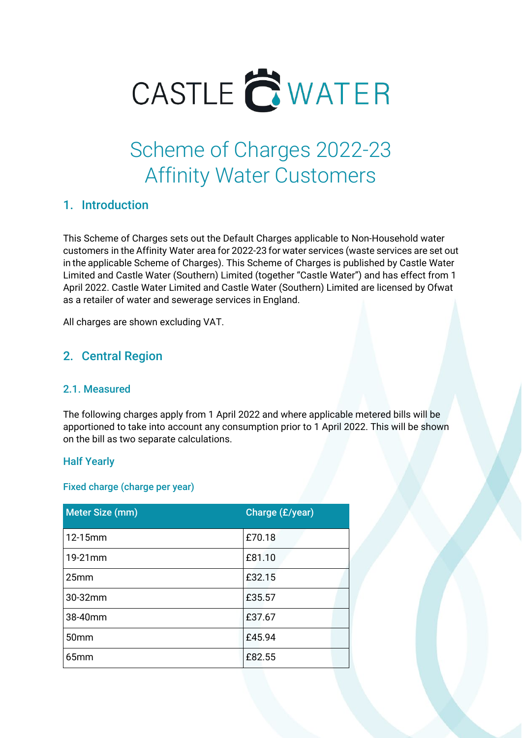# CASTLE WATER

# Scheme of Charges 2022-23
# Affinity Water Customers

## 1. Introduction

This Scheme of Charges sets out the Default Charges applicable to Non-Household water customers in the Affinity Water area for 2022-23 for water services (waste services are set out in the applicable Scheme of Charges). This Scheme of Charges is published by Castle Water Limited and Castle Water (Southern) Limited (together "Castle Water") and has effect from 1 April 2022. Castle Water Limited and Castle Water (Southern) Limited are licensed by Ofwat as a retailer of water and sewerage services in England.

All charges are shown excluding VAT.

## 2. Central Region

### 2.1. Measured

The following charges apply from 1 April 2022 and where applicable metered bills will be apportioned to take into account any consumption prior to 1 April 2022. This will be shown on the bill as two separate calculations.

#### Half Yearly

##### Fixed charge (charge per year)

| Meter Size (mm) | Charge (£/year) |
|---|---|
| 12-15mm | £70.18 |
| 19-21mm | £81.10 |
| 25mm | £32.15 |
| 30-32mm | £35.57 |
| 38-40mm | £37.67 |
| 50mm | £45.94 |
| 65mm | £82.55 |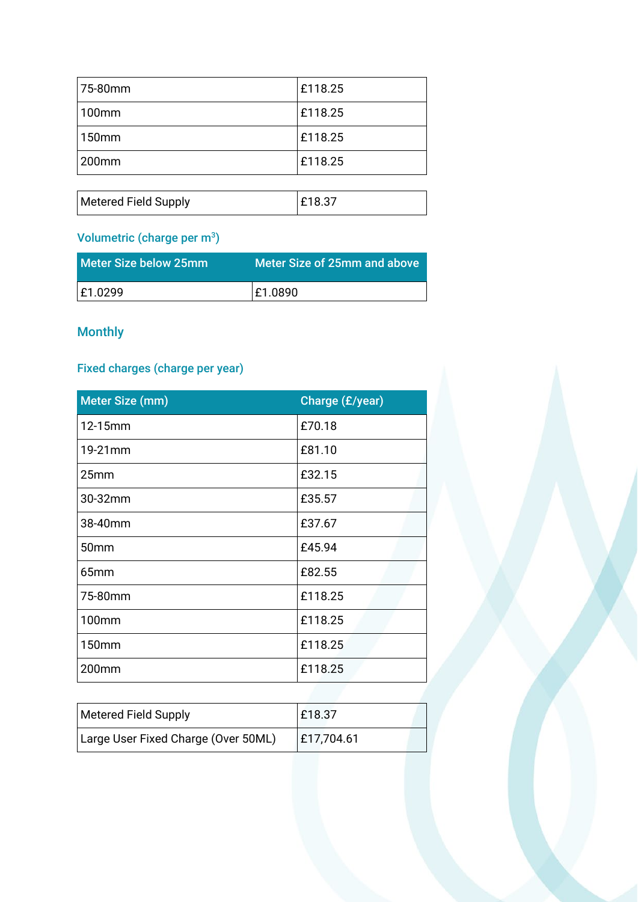| | |
|---|---|
| 75-80mm | £118.25 |
| 100mm | £118.25 |
| 150mm | £118.25 |
| 200mm | £118.25 |

| | |
|---|---|
| Metered Field Supply | £18.37 |

### Volumetric (charge per m$^3$)

| Meter Size below 25mm | Meter Size of 25mm and above |
|---|---|
| £1.0299 | £1.0890 |

## Monthly

### Fixed charges (charge per year)

| Meter Size (mm) | Charge (£/year) |
|---|---|
| 12-15mm | £70.18 |
| 19-21mm | £81.10 |
| 25mm | £32.15 |
| 30-32mm | £35.57 |
| 38-40mm | £37.67 |
| 50mm | £45.94 |
| 65mm | £82.55 |
| 75-80mm | £118.25 |
| 100mm | £118.25 |
| 150mm | £118.25 |
| 200mm | £118.25 |

| | |
|---|---|
| Metered Field Supply | £18.37 |
| Large User Fixed Charge (Over 50ML) | £17,704.61 |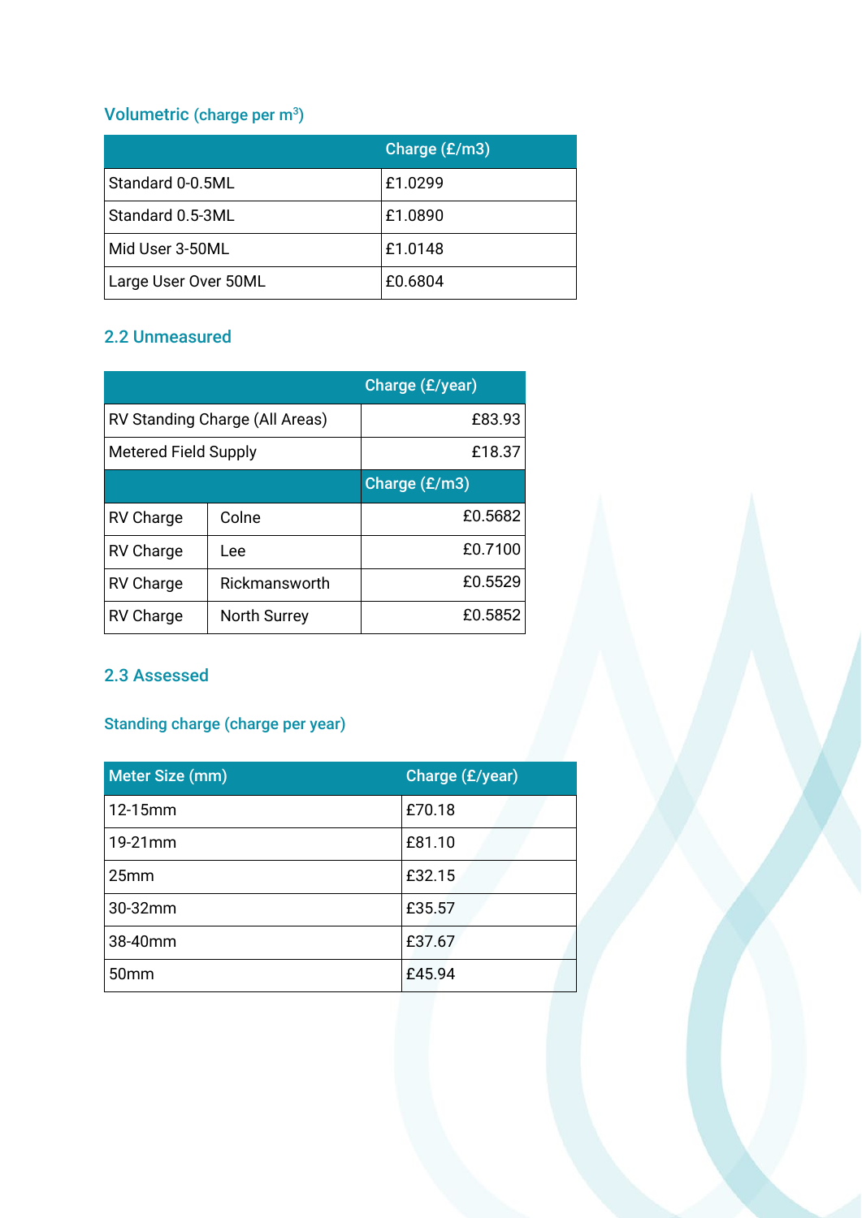### Volumetric (charge per m$^3$)

| | Charge (£/m3) |
|---|---|
| Standard 0-0.5ML | £1.0299 |
| Standard 0.5-3ML | £1.0890 |
| Mid User 3-50ML | £1.0148 |
| Large User Over 50ML | £0.6804 |

## 2.2 Unmeasured

| | | Charge (£/year) |
|---|---|---|
| RV Standing Charge (All Areas) | | £83.93 |
| Metered Field Supply | | £18.37 |
| | | Charge (£/m3) |
| RV Charge | Colne | £0.5682 |
| RV Charge | Lee | £0.7100 |
| RV Charge | Rickmansworth | £0.5529 |
| RV Charge | North Surrey | £0.5852 |

## 2.3 Assessed

### Standing charge (charge per year)

| Meter Size (mm) | Charge (£/year) |
|---|---|
| 12-15mm | £70.18 |
| 19-21mm | £81.10 |
| 25mm | £32.15 |
| 30-32mm | £35.57 |
| 38-40mm | £37.67 |
| 50mm | £45.94 |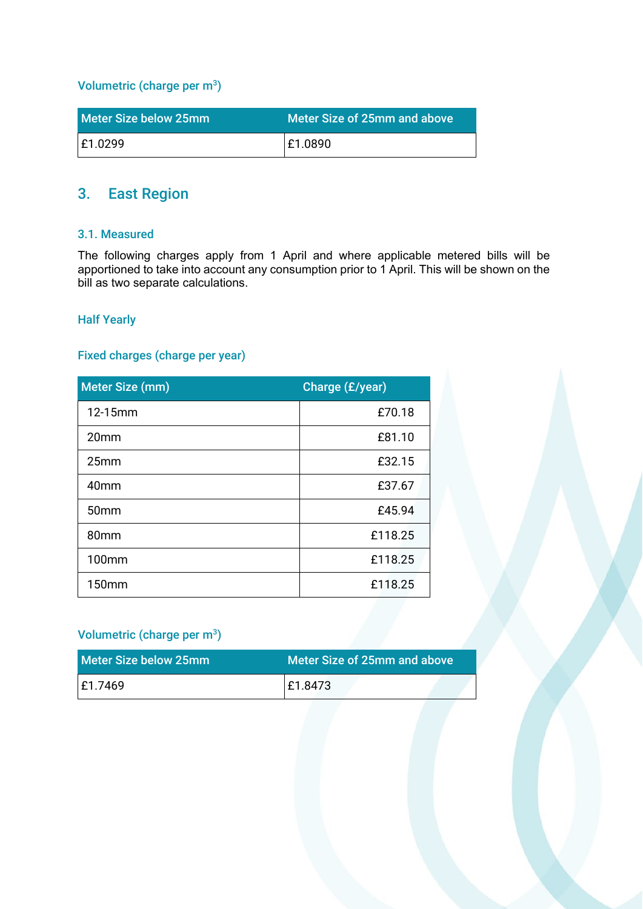### Volumetric (charge per m$^3$)

| Meter Size below 25mm | Meter Size of 25mm and above |
|---|---|
| £1.0299 | £1.0890 |

## 3. East Region

### 3.1. Measured

The following charges apply from 1 April and where applicable metered bills will be apportioned to take into account any consumption prior to 1 April. This will be shown on the bill as two separate calculations.

### Half Yearly

### Fixed charges (charge per year)

| Meter Size (mm) | Charge (£/year) |
|---|---:|
| 12-15mm | £70.18 |
| 20mm | £81.10 |
| 25mm | £32.15 |
| 40mm | £37.67 |
| 50mm | £45.94 |
| 80mm | £118.25 |
| 100mm | £118.25 |
| 150mm | £118.25 |

### Volumetric (charge per m$^3$)

| Meter Size below 25mm | Meter Size of 25mm and above |
|---|---|
| £1.7469 | £1.8473 |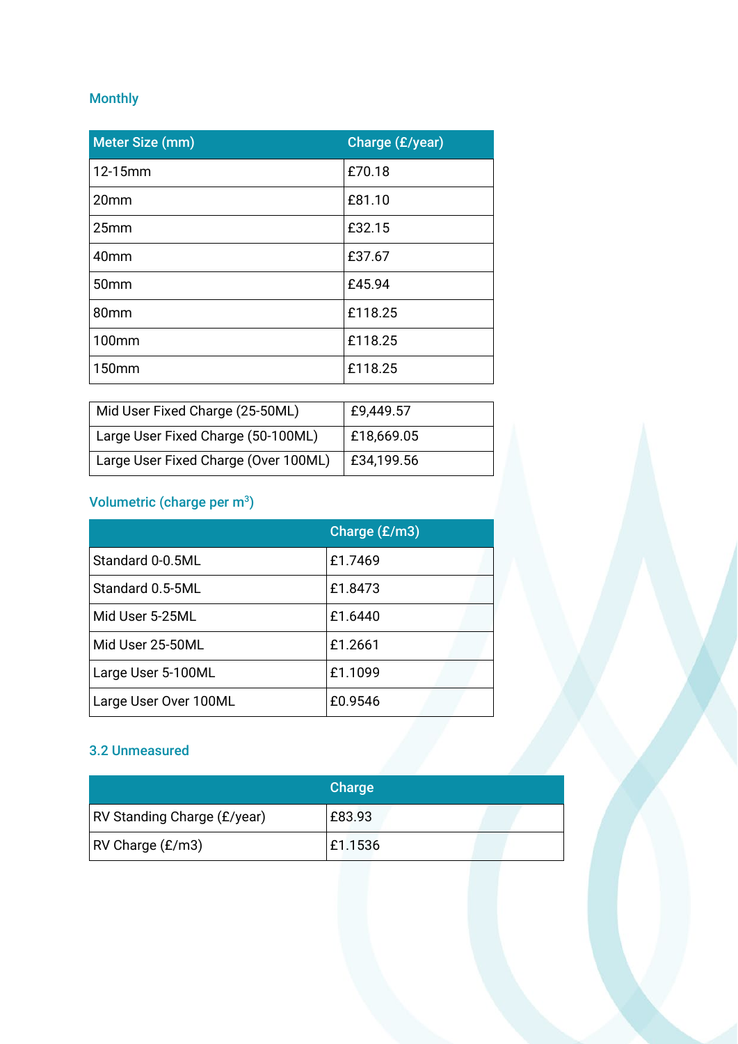### Monthly

| Meter Size (mm) | Charge (£/year) |
| --- | --- |
| 12-15mm | £70.18 |
| 20mm | £81.10 |
| 25mm | £32.15 |
| 40mm | £37.67 |
| 50mm | £45.94 |
| 80mm | £118.25 |
| 100mm | £118.25 |
| 150mm | £118.25 |

| | |
| --- | --- |
| Mid User Fixed Charge (25-50ML) | £9,449.57 |
| Large User Fixed Charge (50-100ML) | £18,669.05 |
| Large User Fixed Charge (Over 100ML) | £34,199.56 |

### Volumetric (charge per $m^3$)

| | Charge (£/m3) |
| --- | --- |
| Standard 0-0.5ML | £1.7469 |
| Standard 0.5-5ML | £1.8473 |
| Mid User 5-25ML | £1.6440 |
| Mid User 25-50ML | £1.2661 |
| Large User 5-100ML | £1.1099 |
| Large User Over 100ML | £0.9546 |

### 3.2 Unmeasured

| | Charge |
| --- | --- |
| RV Standing Charge (£/year) | £83.93 |
| RV Charge (£/m3) | £1.1536 |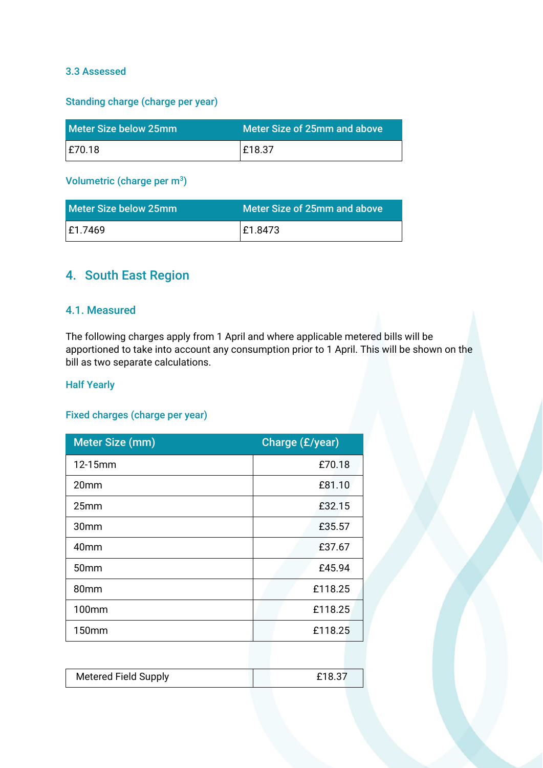### 3.3 Assessed

#### Standing charge (charge per year)

| Meter Size below 25mm | Meter Size of 25mm and above |
|---|---|
| £70.18 | £18.37 |

#### Volumetric (charge per m$^3$)

| Meter Size below 25mm | Meter Size of 25mm and above |
|---|---|
| £1.7469 | £1.8473 |

## 4. South East Region

### 4.1. Measured

The following charges apply from 1 April and where applicable metered bills will be apportioned to take into account any consumption prior to 1 April. This will be shown on the bill as two separate calculations.

#### Half Yearly

#### Fixed charges (charge per year)

| Meter Size (mm) | Charge (£/year) |
|---|---:|
| 12-15mm | £70.18 |
| 20mm | £81.10 |
| 25mm | £32.15 |
| 30mm | £35.57 |
| 40mm | £37.67 |
| 50mm | £45.94 |
| 80mm | £118.25 |
| 100mm | £118.25 |
| 150mm | £118.25 |

| Metered Field Supply | £18.37 |
|---|---:|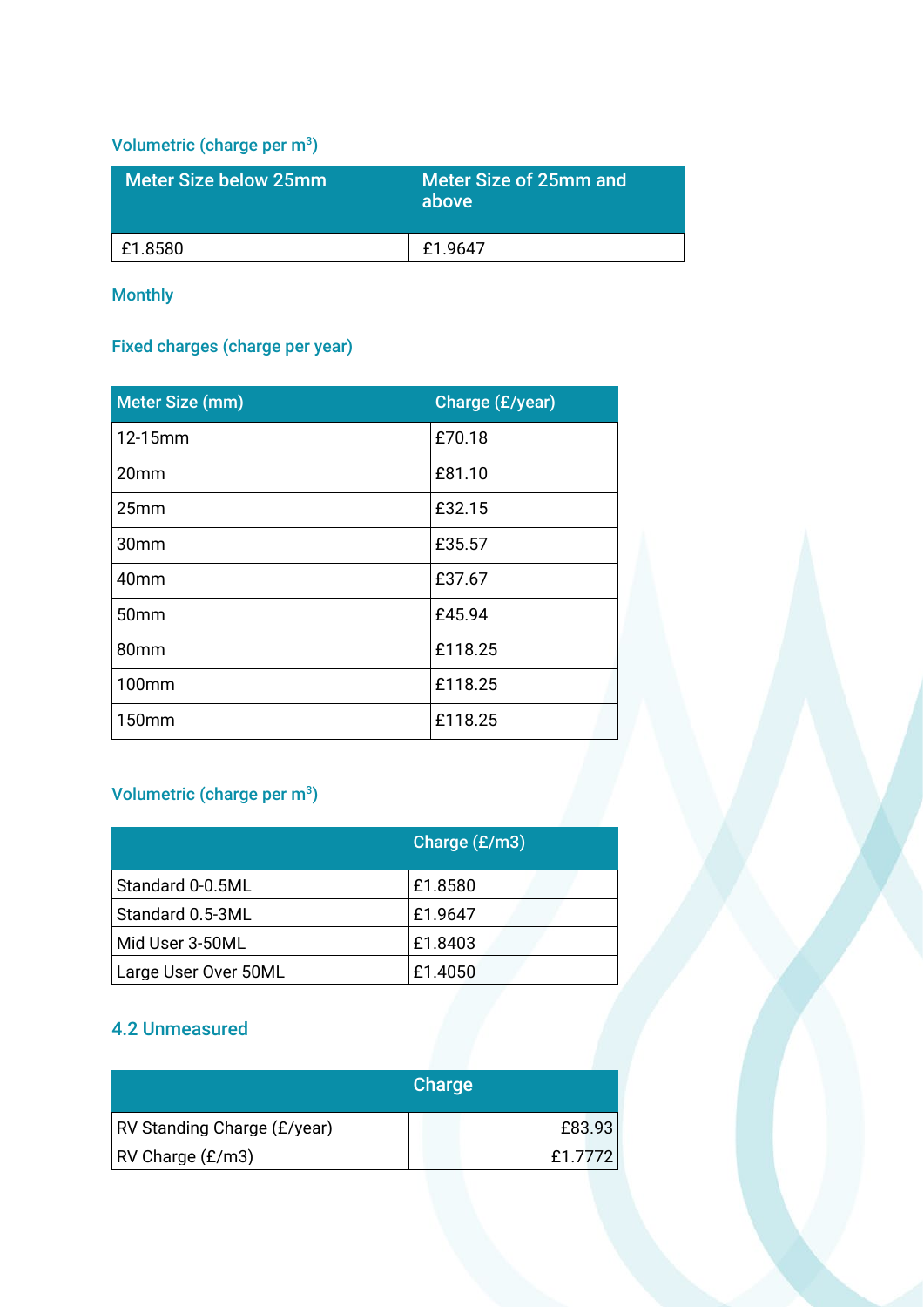### Volumetric (charge per $m^3$)

| Meter Size below 25mm | Meter Size of 25mm and above |
|---|---|
| £1.8580 | £1.9647 |

### Monthly

### Fixed charges (charge per year)

| Meter Size (mm) | Charge (£/year) |
|---|---|
| 12-15mm | £70.18 |
| 20mm | £81.10 |
| 25mm | £32.15 |
| 30mm | £35.57 |
| 40mm | £37.67 |
| 50mm | £45.94 |
| 80mm | £118.25 |
| 100mm | £118.25 |
| 150mm | £118.25 |

### Volumetric (charge per $m^3$)

| | Charge (£/m3) |
|---|---|
| Standard 0-0.5ML | £1.8580 |
| Standard 0.5-3ML | £1.9647 |
| Mid User 3-50ML | £1.8403 |
| Large User Over 50ML | £1.4050 |

### 4.2 Unmeasured

| | Charge |
|---|---:|
| RV Standing Charge (£/year) | £83.93 |
| RV Charge (£/m3) | £1.7772 |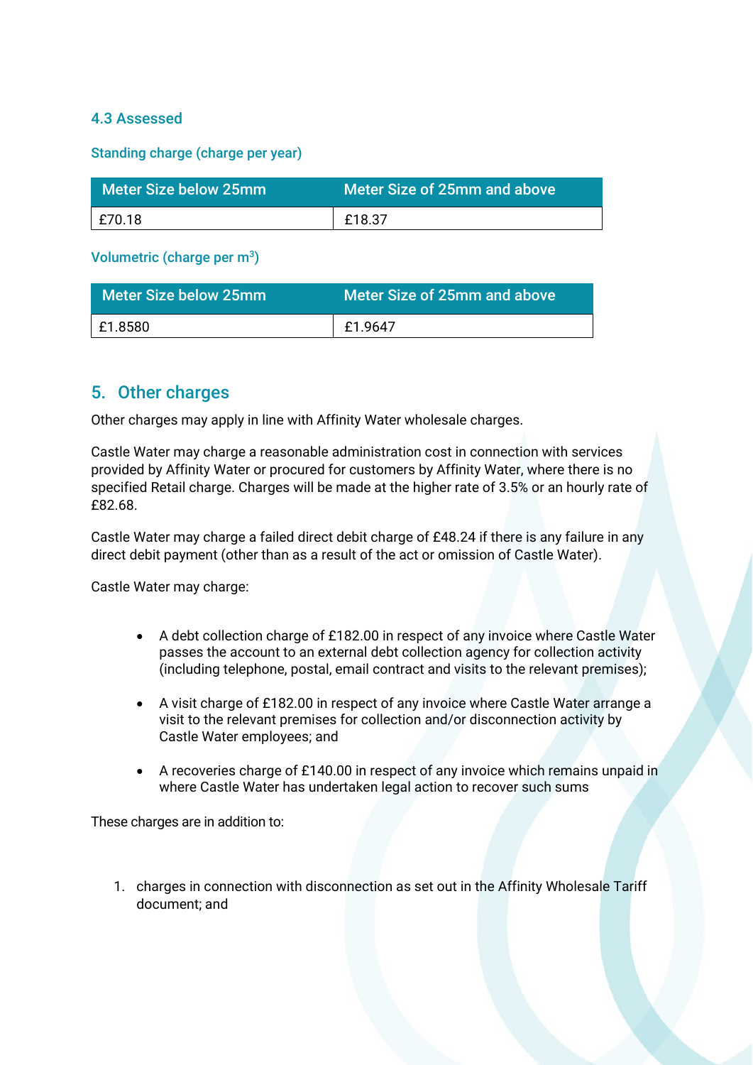### 4.3 Assessed

#### Standing charge (charge per year)

| Meter Size below 25mm | Meter Size of 25mm and above |
| --- | --- |
| £70.18 | £18.37 |

#### Volumetric (charge per $m^3$)

| Meter Size below 25mm | Meter Size of 25mm and above |
| --- | --- |
| £1.8580 | £1.9647 |

## 5. Other charges

Other charges may apply in line with Affinity Water wholesale charges.

Castle Water may charge a reasonable administration cost in connection with services provided by Affinity Water or procured for customers by Affinity Water, where there is no specified Retail charge. Charges will be made at the higher rate of 3.5% or an hourly rate of £82.68.

Castle Water may charge a failed direct debit charge of £48.24 if there is any failure in any direct debit payment (other than as a result of the act or omission of Castle Water).

Castle Water may charge:

- A debt collection charge of £182.00 in respect of any invoice where Castle Water passes the account to an external debt collection agency for collection activity (including telephone, postal, email contract and visits to the relevant premises);
- A visit charge of £182.00 in respect of any invoice where Castle Water arrange a visit to the relevant premises for collection and/or disconnection activity by Castle Water employees; and
- A recoveries charge of £140.00 in respect of any invoice which remains unpaid in where Castle Water has undertaken legal action to recover such sums

These charges are in addition to:

1. charges in connection with disconnection as set out in the Affinity Wholesale Tariff document; and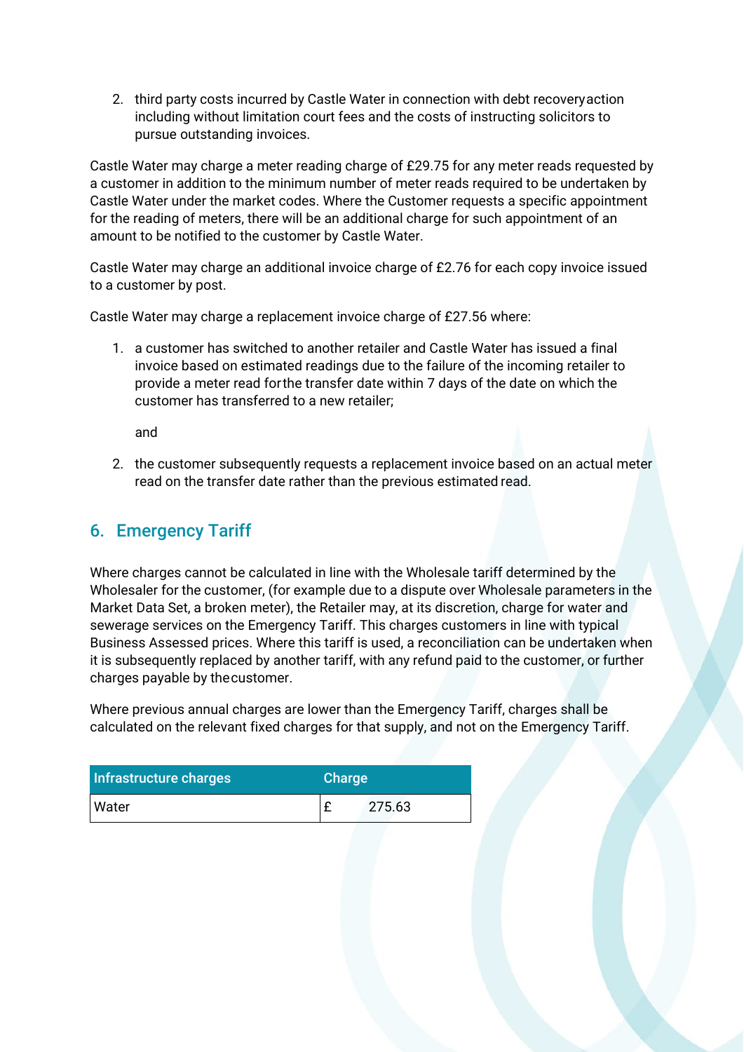2. third party costs incurred by Castle Water in connection with debt recovery action including without limitation court fees and the costs of instructing solicitors to pursue outstanding invoices.

Castle Water may charge a meter reading charge of £29.75 for any meter reads requested by a customer in addition to the minimum number of meter reads required to be undertaken by Castle Water under the market codes. Where the Customer requests a specific appointment for the reading of meters, there will be an additional charge for such appointment of an amount to be notified to the customer by Castle Water.

Castle Water may charge an additional invoice charge of £2.76 for each copy invoice issued to a customer by post.

Castle Water may charge a replacement invoice charge of £27.56 where:

1. a customer has switched to another retailer and Castle Water has issued a final invoice based on estimated readings due to the failure of the incoming retailer to provide a meter read for the transfer date within 7 days of the date on which the customer has transferred to a new retailer;

   and

2. the customer subsequently requests a replacement invoice based on an actual meter read on the transfer date rather than the previous estimated read.

## 6. Emergency Tariff

Where charges cannot be calculated in line with the Wholesale tariff determined by the Wholesaler for the customer, (for example due to a dispute over Wholesale parameters in the Market Data Set, a broken meter), the Retailer may, at its discretion, charge for water and sewerage services on the Emergency Tariff. This charges customers in line with typical Business Assessed prices. Where this tariff is used, a reconciliation can be undertaken when it is subsequently replaced by another tariff, with any refund paid to the customer, or further charges payable by the customer.

Where previous annual charges are lower than the Emergency Tariff, charges shall be calculated on the relevant fixed charges for that supply, and not on the Emergency Tariff.

| Infrastructure charges | Charge |
|---|---|
| Water | £ 275.63 |